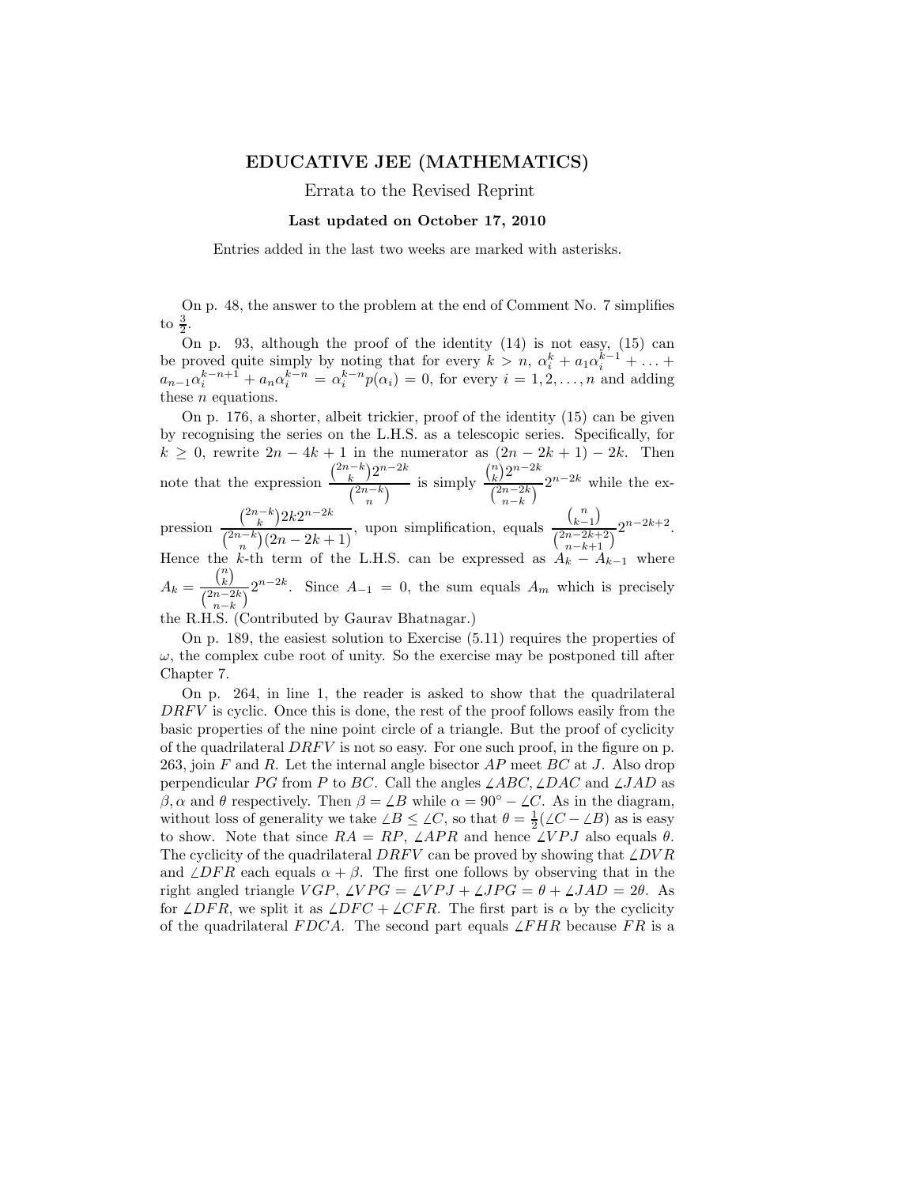# EDUCATIVE JEE (MATHEMATICS)

Errata to the Revised Reprint

**Last updated on October 17, 2010**

Entries added in the last two weeks are marked with asterisks.

On p. 48, the answer to the problem at the end of Comment No. 7 simplifies to $\frac{3}{2}$.

On p. 93, although the proof of the identity (14) is not easy, (15) can be proved quite simply by noting that for every $k > n$, $\alpha_i^k + a_1\alpha_i^{k-1} + \ldots + a_{n-1}\alpha_i^{k-n+1} + a_n\alpha_i^{k-n} = \alpha_i^{k-n}p(\alpha_i) = 0$, for every $i = 1, 2, \ldots, n$ and adding these $n$ equations.

On p. 176, a shorter, albeit trickier, proof of the identity (15) can be given by recognising the series on the L.H.S. as a telescopic series. Specifically, for $k \geq 0$, rewrite $2n - 4k + 1$ in the numerator as $(2n - 2k + 1) - 2k$. Then note that the expression $\dfrac{\binom{2n-k}{k}2^{n-2k}}{\binom{2n-k}{n}}$ is simply $\dfrac{\binom{n}{k}2^{n-2k}}{\binom{2n-2k}{n-k}}2^{n-2k}$ while the expression $\dfrac{\binom{2n-k}{k}2k2^{n-2k}}{\binom{2n-k}{n}(2n-2k+1)}$, upon simplification, equals $\dfrac{\binom{n}{k-1}}{\binom{2n-2k+2}{n-k+1}}2^{n-2k+2}$. Hence the $k$-th term of the L.H.S. can be expressed as $A_k - A_{k-1}$ where $A_k = \dfrac{\binom{n}{k}}{\binom{2n-2k}{n-k}}2^{n-2k}$. Since $A_{-1} = 0$, the sum equals $A_m$ which is precisely the R.H.S. (Contributed by Gaurav Bhatnagar.)

On p. 189, the easiest solution to Exercise (5.11) requires the properties of $\omega$, the complex cube root of unity. So the exercise may be postponed till after Chapter 7.

On p. 264, in line 1, the reader is asked to show that the quadrilateral $DRFV$ is cyclic. Once this is done, the rest of the proof follows easily from the basic properties of the nine point circle of a triangle. But the proof of cyclicity of the quadrilateral $DRFV$ is not so easy. For one such proof, in the figure on p. 263, join $F$ and $R$. Let the internal angle bisector $AP$ meet $BC$ at $J$. Also drop perpendicular $PG$ from $P$ to $BC$. Call the angles $\angle ABC, \angle DAC$ and $\angle JAD$ as $\beta, \alpha$ and $\theta$ respectively. Then $\beta = \angle B$ while $\alpha = 90^\circ - \angle C$. As in the diagram, without loss of generality we take $\angle B \leq \angle C$, so that $\theta = \frac{1}{2}(\angle C - \angle B)$ as is easy to show. Note that since $RA = RP$, $\angle APR$ and hence $\angle VPJ$ also equals $\theta$. The cyclicity of the quadrilateral $DRFV$ can be proved by showing that $\angle DVR$ and $\angle DFR$ each equals $\alpha + \beta$. The first one follows by observing that in the right angled triangle $VGP$, $\angle VPG = \angle VPJ + \angle JPG = \theta + \angle JAD = 2\theta$. As for $\angle DFR$, we split it as $\angle DFC + \angle CFR$. The first part is $\alpha$ by the cyclicity of the quadrilateral $FDCA$. The second part equals $\angle FHR$ because $FR$ is a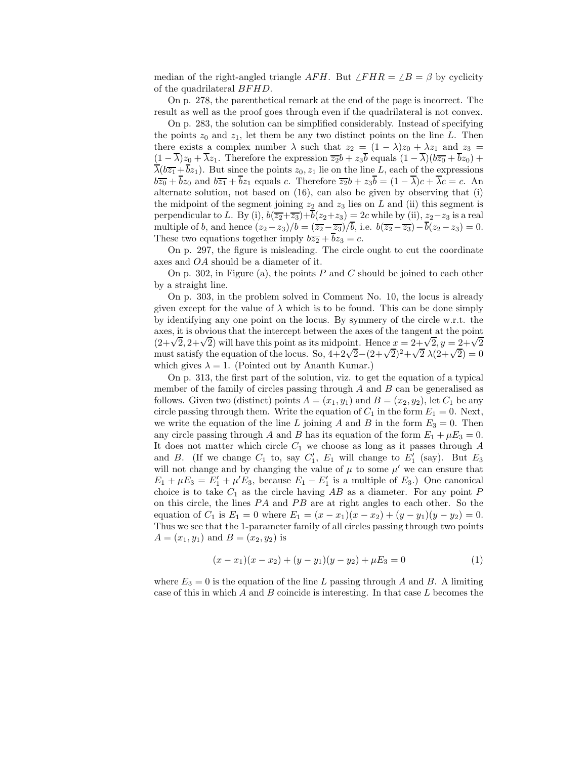median of the right-angled triangle $AFH$. But $\angle FHR = \angle B = \beta$ by cyclicity of the quadrilateral $BFHD$.

On p. 278, the parenthetical remark at the end of the page is incorrect. The result as well as the proof goes through even if the quadrilateral is not convex.

On p. 283, the solution can be simplified considerably. Instead of specifying the points $z_0$ and $z_1$, let them be any two distinct points on the line $L$. Then there exists a complex number $\lambda$ such that $z_2 = (1-\lambda)z_0 + \lambda z_1$ and $z_3 = (1-\overline{\lambda})z_0 + \overline{\lambda}z_1$. Therefore the expression $\overline{z_2}b + z_3\overline{b}$ equals $(1-\overline{\lambda})(b\overline{z_0} + \overline{b}z_0) + \overline{\lambda}(b\overline{z_1} + \overline{b}z_1)$. But since the points $z_0, z_1$ lie on the line $L$, each of the expressions $b\overline{z_0} + \overline{b}z_0$ and $b\overline{z_1} + \overline{b}z_1$ equals $c$. Therefore $\overline{z_2}b + z_3\overline{b} = (1-\overline{\lambda})c + \overline{\lambda}c = c$. An alternate solution, not based on (16), can also be given by observing that (i) the midpoint of the segment joining $z_2$ and $z_3$ lies on $L$ and (ii) this segment is perpendicular to $L$. By (i), $b(\overline{z_2}+\overline{z_3}) + \overline{b}(z_2+z_3) = 2c$ while by (ii), $z_2 - z_3$ is a real multiple of $b$, and hence $(z_2 - z_3)/b = (\overline{z_2} - \overline{z_3})/\overline{b}$, i.e. $b(\overline{z_2} - \overline{z_3}) - \overline{b}(z_2 - z_3) = 0$. These two equations together imply $b\overline{z_2} + \overline{b}z_3 = c$.

On p. 297, the figure is misleading. The circle ought to cut the coordinate axes and $OA$ should be a diameter of it.

On p. 302, in Figure (a), the points $P$ and $C$ should be joined to each other by a straight line.

On p. 303, in the problem solved in Comment No. 10, the locus is already given except for the value of $\lambda$ which is to be found. This can be done simply by identifying any one point on the locus. By symmery of the circle w.r.t. the axes, it is obvious that the intercept between the axes of the tangent at the point $(2+\sqrt{2}, 2+\sqrt{2})$ will have this point as its midpoint. Hence $x = 2+\sqrt{2}, y = 2+\sqrt{2}$ must satisfy the equation of the locus. So, $4+2\sqrt{2}-(2+\sqrt{2})^2+\sqrt{2}\,\lambda(2+\sqrt{2}) = 0$ which gives $\lambda = 1$. (Pointed out by Ananth Kumar.)

On p. 313, the first part of the solution, viz. to get the equation of a typical member of the family of circles passing through $A$ and $B$ can be generalised as follows. Given two (distinct) points $A = (x_1, y_1)$ and $B = (x_2, y_2)$, let $C_1$ be any circle passing through them. Write the equation of $C_1$ in the form $E_1 = 0$. Next, we write the equation of the line $L$ joining $A$ and $B$ in the form $E_3 = 0$. Then any circle passing through $A$ and $B$ has its equation of the form $E_1 + \mu E_3 = 0$. It does not matter which circle $C_1$ we choose as long as it passes through $A$ and $B$. (If we change $C_1$ to, say $C_1'$, $E_1$ will change to $E_1'$ (say). But $E_3$ will not change and by changing the value of $\mu$ to some $\mu'$ we can ensure that $E_1 + \mu E_3 = E_1' + \mu' E_3$, because $E_1 - E_1'$ is a multiple of $E_3$.) One canonical choice is to take $C_1$ as the circle having $AB$ as a diameter. For any point $P$ on this circle, the lines $PA$ and $PB$ are at right angles to each other. So the equation of $C_1$ is $E_1 = 0$ where $E_1 = (x-x_1)(x-x_2) + (y-y_1)(y-y_2) = 0$. Thus we see that the 1-parameter family of all circles passing through two points $A = (x_1, y_1)$ and $B = (x_2, y_2)$ is

$$(x-x_1)(x-x_2) + (y-y_1)(y-y_2) + \mu E_3 = 0 \tag{1}$$

where $E_3 = 0$ is the equation of the line $L$ passing through $A$ and $B$. A limiting case of this in which $A$ and $B$ coincide is interesting. In that case $L$ becomes the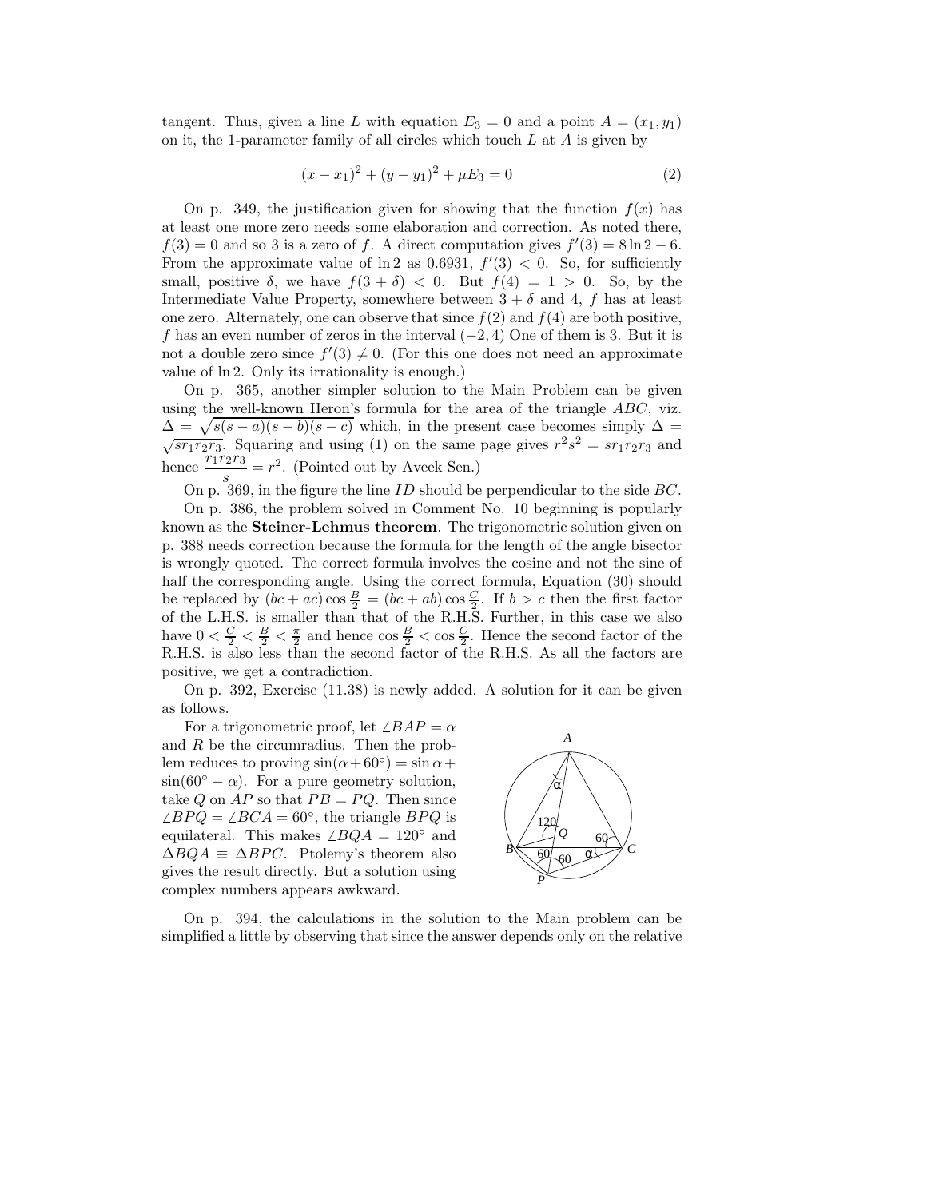tangent. Thus, given a line $L$ with equation $E_3 = 0$ and a point $A = (x_1, y_1)$ on it, the 1-parameter family of all circles which touch $L$ at $A$ is given by

$$(x - x_1)^2 + (y - y_1)^2 + \mu E_3 = 0 \tag{2}$$

On p. 349, the justification given for showing that the function $f(x)$ has at least one more zero needs some elaboration and correction. As noted there, $f(3) = 0$ and so 3 is a zero of $f$. A direct computation gives $f'(3) = 8 \ln 2 - 6$. From the approximate value of $\ln 2$ as 0.6931, $f'(3) < 0$. So, for sufficiently small, positive $\delta$, we have $f(3 + \delta) < 0$. But $f(4) = 1 > 0$. So, by the Intermediate Value Property, somewhere between $3 + \delta$ and 4, $f$ has at least one zero. Alternately, one can observe that since $f(2)$ and $f(4)$ are both positive, $f$ has an even number of zeros in the interval $(-2, 4)$ One of them is 3. But it is not a double zero since $f'(3) \neq 0$. (For this one does not need an approximate value of $\ln 2$. Only its irrationality is enough.)

On p. 365, another simpler solution to the Main Problem can be given using the well-known Heron's formula for the area of the triangle $ABC$, viz. $\Delta = \sqrt{s(s-a)(s-b)(s-c)}$ which, in the present case becomes simply $\Delta = \sqrt{sr_1r_2r_3}$. Squaring and using (1) on the same page gives $r^2s^2 = sr_1r_2r_3$ and hence $\frac{r_1r_2r_3}{s} = r^2$. (Pointed out by Aveek Sen.)

On p. 369, in the figure the line $ID$ should be perpendicular to the side $BC$.

On p. 386, the problem solved in Comment No. 10 beginning is popularly known as the **Steiner-Lehmus theorem**. The trigonometric solution given on p. 388 needs correction because the formula for the length of the angle bisector is wrongly quoted. The correct formula involves the cosine and not the sine of half the corresponding angle. Using the correct formula, Equation (30) should be replaced by $(bc + ac) \cos \frac{B}{2} = (bc + ab) \cos \frac{C}{2}$. If $b > c$ then the first factor of the L.H.S. is smaller than that of the R.H.S. Further, in this case we also have $0 < \frac{C}{2} < \frac{B}{2} < \frac{\pi}{2}$ and hence $\cos \frac{B}{2} < \cos \frac{C}{2}$. Hence the second factor of the R.H.S. is also less than the second factor of the R.H.S. As all the factors are positive, we get a contradiction.

On p. 392, Exercise (11.38) is newly added. A solution for it can be given as follows.

For a trigonometric proof, let $\angle BAP = \alpha$ and $R$ be the circumradius. Then the problem reduces to proving $\sin(\alpha + 60^\circ) = \sin \alpha + \sin(60^\circ - \alpha)$. For a pure geometry solution, take $Q$ on $AP$ so that $PB = PQ$. Then since $\angle BPQ = \angle BCA = 60^\circ$, the triangle $BPQ$ is equilateral. This makes $\angle BQA = 120^\circ$ and $\Delta BQA \equiv \Delta BPC$. Ptolemy's theorem also gives the result directly. But a solution using complex numbers appears awkward.

On p. 394, the calculations in the solution to the Main problem can be simplified a little by observing that since the answer depends only on the relative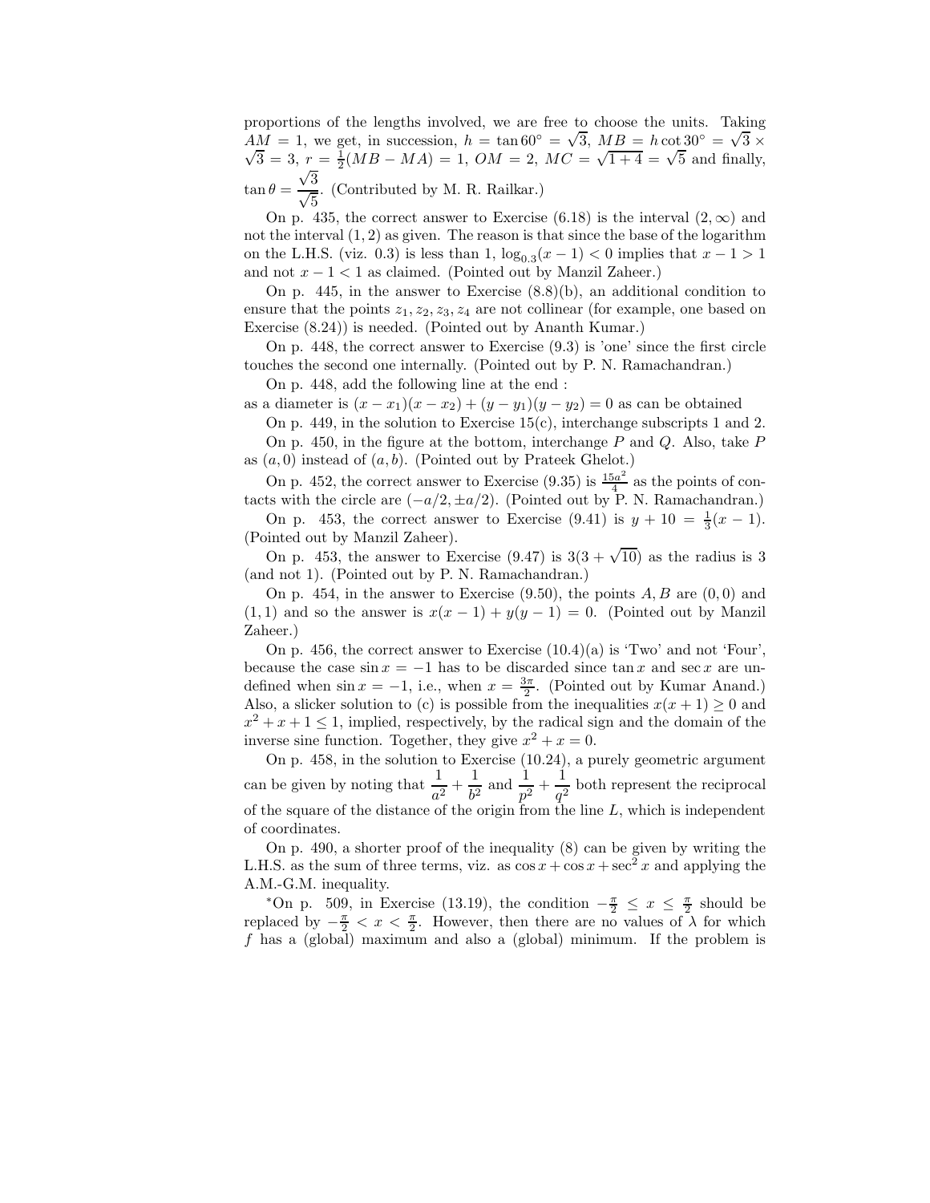proportions of the lengths involved, we are free to choose the units. Taking $AM = 1$, we get, in succession, $h = \tan 60^\circ = \sqrt{3}$, $MB = h \cot 30^\circ = \sqrt{3} \times \sqrt{3} = 3$, $r = \frac{1}{2}(MB - MA) = 1$, $OM = 2$, $MC = \sqrt{1+4} = \sqrt{5}$ and finally, $\tan\theta = \dfrac{\sqrt{3}}{\sqrt{5}}$. (Contributed by M. R. Railkar.)

On p. 435, the correct answer to Exercise (6.18) is the interval $(2, \infty)$ and not the interval $(1, 2)$ as given. The reason is that since the base of the logarithm on the L.H.S. (viz. 0.3) is less than 1, $\log_{0.3}(x-1) < 0$ implies that $x - 1 > 1$ and not $x - 1 < 1$ as claimed. (Pointed out by Manzil Zaheer.)

On p. 445, in the answer to Exercise (8.8)(b), an additional condition to ensure that the points $z_1, z_2, z_3, z_4$ are not collinear (for example, one based on Exercise (8.24)) is needed. (Pointed out by Ananth Kumar.)

On p. 448, the correct answer to Exercise (9.3) is 'one' since the first circle touches the second one internally. (Pointed out by P. N. Ramachandran.)

On p. 448, add the following line at the end :

as a diameter is $(x - x_1)(x - x_2) + (y - y_1)(y - y_2) = 0$ as can be obtained

On p. 449, in the solution to Exercise 15(c), interchange subscripts 1 and 2.

On p. 450, in the figure at the bottom, interchange $P$ and $Q$. Also, take $P$ as $(a, 0)$ instead of $(a, b)$. (Pointed out by Prateek Ghelot.)

On p. 452, the correct answer to Exercise (9.35) is $\frac{15a^2}{4}$ as the points of contacts with the circle are $(-a/2, \pm a/2)$. (Pointed out by P. N. Ramachandran.)

On p. 453, the correct answer to Exercise (9.41) is $y + 10 = \frac{1}{3}(x - 1)$. (Pointed out by Manzil Zaheer).

On p. 453, the answer to Exercise (9.47) is $3(3 + \sqrt{10})$ as the radius is 3 (and not 1). (Pointed out by P. N. Ramachandran.)

On p. 454, in the answer to Exercise (9.50), the points $A, B$ are $(0, 0)$ and $(1, 1)$ and so the answer is $x(x - 1) + y(y - 1) = 0$. (Pointed out by Manzil Zaheer.)

On p. 456, the correct answer to Exercise (10.4)(a) is 'Two' and not 'Four', because the case $\sin x = -1$ has to be discarded since $\tan x$ and $\sec x$ are undefined when $\sin x = -1$, i.e., when $x = \frac{3\pi}{2}$. (Pointed out by Kumar Anand.) Also, a slicker solution to (c) is possible from the inequalities $x(x + 1) \geq 0$ and $x^2 + x + 1 \leq 1$, implied, respectively, by the radical sign and the domain of the inverse sine function. Together, they give $x^2 + x = 0$.

On p. 458, in the solution to Exercise (10.24), a purely geometric argument can be given by noting that $\dfrac{1}{a^2} + \dfrac{1}{b^2}$ and $\dfrac{1}{p^2} + \dfrac{1}{q^2}$ both represent the reciprocal of the square of the distance of the origin from the line $L$, which is independent of coordinates.

On p. 490, a shorter proof of the inequality (8) can be given by writing the L.H.S. as the sum of three terms, viz. as $\cos x + \cos x + \sec^2 x$ and applying the A.M.-G.M. inequality.

*On p. 509, in Exercise (13.19), the condition $-\frac{\pi}{2} \leq x \leq \frac{\pi}{2}$ should be replaced by $-\frac{\pi}{2} < x < \frac{\pi}{2}$. However, then there are no values of $\lambda$ for which $f$ has a (global) maximum and also a (global) minimum. If the problem is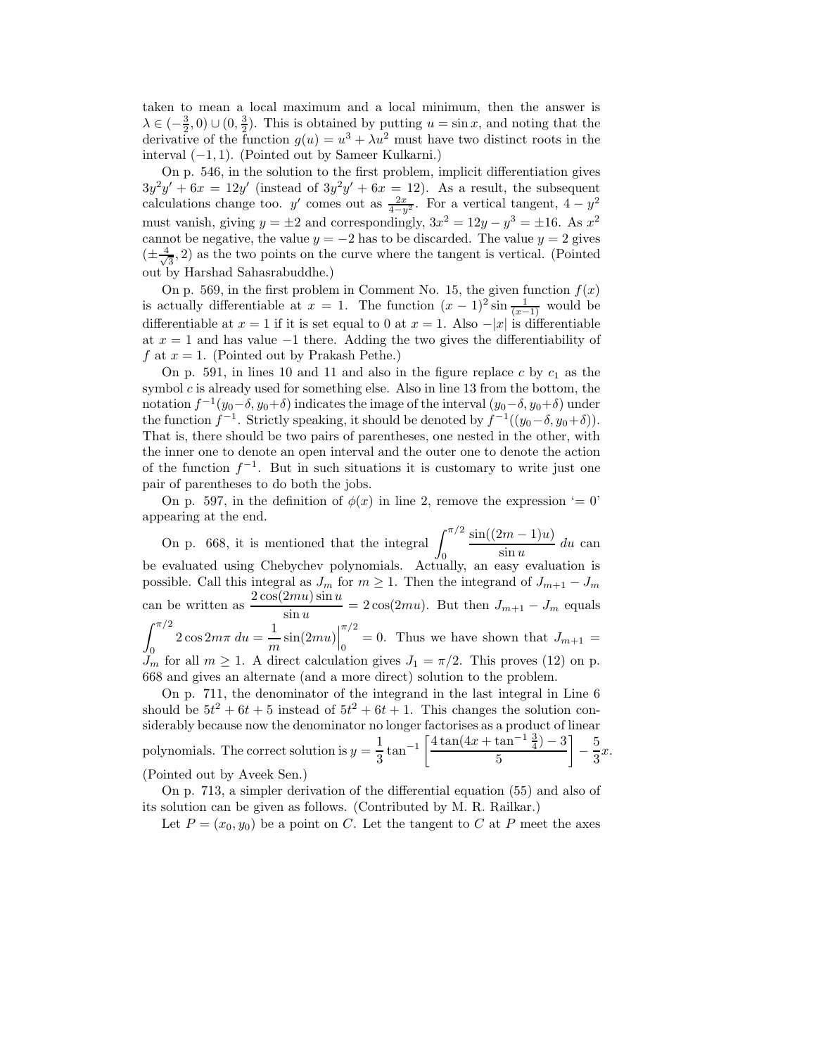taken to mean a local maximum and a local minimum, then the answer is $\lambda \in (-\frac{3}{2}, 0) \cup (0, \frac{3}{2})$. This is obtained by putting $u = \sin x$, and noting that the derivative of the function $g(u) = u^3 + \lambda u^2$ must have two distinct roots in the interval $(-1, 1)$. (Pointed out by Sameer Kulkarni.)

On p. 546, in the solution to the first problem, implicit differentiation gives $3y^2y' + 6x = 12y'$ (instead of $3y^2y' + 6x = 12$). As a result, the subsequent calculations change too. $y'$ comes out as $\frac{2x}{4-y^2}$. For a vertical tangent, $4 - y^2$ must vanish, giving $y = \pm 2$ and correspondingly, $3x^2 = 12y - y^3 = \pm 16$. As $x^2$ cannot be negative, the value $y = -2$ has to be discarded. The value $y = 2$ gives $(\pm\frac{4}{\sqrt{3}}, 2)$ as the two points on the curve where the tangent is vertical. (Pointed out by Harshad Sahasrabuddhe.)

On p. 569, in the first problem in Comment No. 15, the given function $f(x)$ is actually differentiable at $x = 1$. The function $(x-1)^2 \sin\frac{1}{(x-1)}$ would be differentiable at $x = 1$ if it is set equal to 0 at $x = 1$. Also $-|x|$ is differentiable at $x = 1$ and has value $-1$ there. Adding the two gives the differentiability of $f$ at $x = 1$. (Pointed out by Prakash Pethe.)

On p. 591, in lines 10 and 11 and also in the figure replace $c$ by $c_1$ as the symbol $c$ is already used for something else. Also in line 13 from the bottom, the notation $f^{-1}(y_0-\delta, y_0+\delta)$ indicates the image of the interval $(y_0-\delta, y_0+\delta)$ under the function $f^{-1}$. Strictly speaking, it should be denoted by $f^{-1}((y_0-\delta, y_0+\delta))$. That is, there should be two pairs of parentheses, one nested in the other, with the inner one to denote an open interval and the outer one to denote the action of the function $f^{-1}$. But in such situations it is customary to write just one pair of parentheses to do both the jobs.

On p. 597, in the definition of $\phi(x)$ in line 2, remove the expression '$= 0$' appearing at the end.

On p. 668, it is mentioned that the integral $\displaystyle\int_0^{\pi/2} \frac{\sin((2m-1)u)}{\sin u}\, du$ can be evaluated using Chebychev polynomials. Actually, an easy evaluation is possible. Call this integral as $J_m$ for $m \geq 1$. Then the integrand of $J_{m+1} - J_m$ can be written as $\dfrac{2\cos(2mu)\sin u}{\sin u} = 2\cos(2mu)$. But then $J_{m+1} - J_m$ equals $\displaystyle\int_0^{\pi/2} 2\cos 2m\pi\, du = \frac{1}{m}\sin(2mu)\Big|_0^{\pi/2} = 0$. Thus we have shown that $J_{m+1} = J_m$ for all $m \geq 1$. A direct calculation gives $J_1 = \pi/2$. This proves (12) on p. 668 and gives an alternate (and a more direct) solution to the problem.

On p. 711, the denominator of the integrand in the last integral in Line 6 should be $5t^2 + 6t + 5$ instead of $5t^2 + 6t + 1$. This changes the solution considerably because now the denominator no longer factorises as a product of linear polynomials. The correct solution is $y = \dfrac{1}{3}\tan^{-1}\left[\dfrac{4\tan(4x + \tan^{-1}\frac{3}{4}) - 3}{5}\right] - \dfrac{5}{3}x$. (Pointed out by Aveek Sen.)

On p. 713, a simpler derivation of the differential equation (55) and also of its solution can be given as follows. (Contributed by M. R. Railkar.)

Let $P = (x_0, y_0)$ be a point on $C$. Let the tangent to $C$ at $P$ meet the axes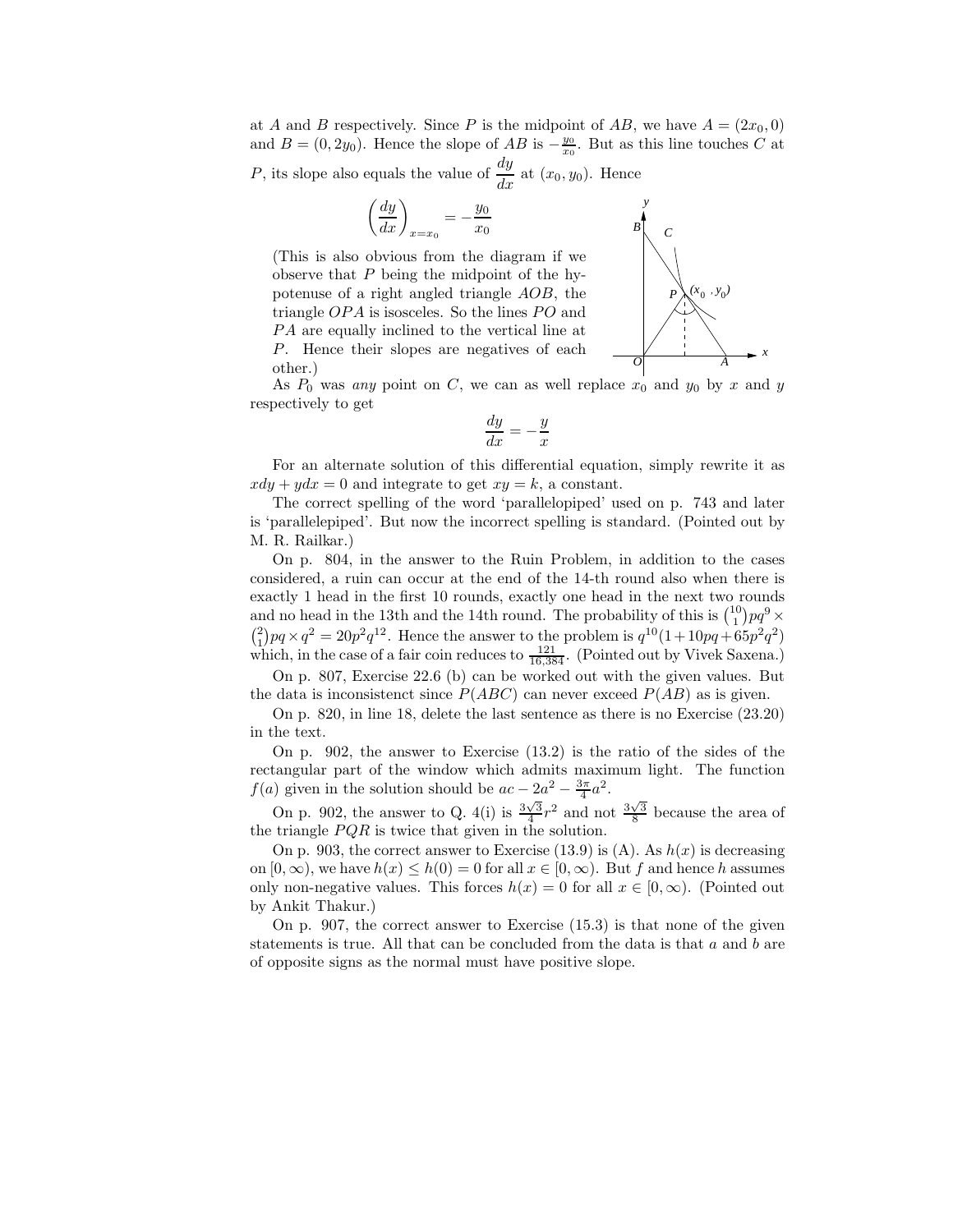at $A$ and $B$ respectively. Since $P$ is the midpoint of $AB$, we have $A = (2x_0, 0)$ and $B = (0, 2y_0)$. Hence the slope of $AB$ is $-\frac{y_0}{x_0}$. But as this line touches $C$ at $P$, its slope also equals the value of $\dfrac{dy}{dx}$ at $(x_0, y_0)$. Hence

$$\left(\frac{dy}{dx}\right)_{x=x_0} = -\frac{y_0}{x_0}$$

(This is also obvious from the diagram if we observe that $P$ being the midpoint of the hypotenuse of a right angled triangle $AOB$, the triangle $OPA$ is isosceles. So the lines $PO$ and $PA$ are equally inclined to the vertical line at $P$. Hence their slopes are negatives of each other.)

As $P_0$ was *any* point on $C$, we can as well replace $x_0$ and $y_0$ by $x$ and $y$ respectively to get

$$\frac{dy}{dx} = -\frac{y}{x}$$

For an alternate solution of this differential equation, simply rewrite it as $xdy + ydx = 0$ and integrate to get $xy = k$, a constant.

The correct spelling of the word 'parallelopiped' used on p. 743 and later is 'parallelepiped'. But now the incorrect spelling is standard. (Pointed out by M. R. Railkar.)

On p. 804, in the answer to the Ruin Problem, in addition to the cases considered, a ruin can occur at the end of the 14-th round also when there is exactly 1 head in the first 10 rounds, exactly one head in the next two rounds and no head in the 13th and the 14th round. The probability of this is $\binom{10}{1}pq^9 \times \binom{2}{1}pq \times q^2 = 20p^2q^{12}$. Hence the answer to the problem is $q^{10}(1 + 10pq + 65p^2q^2)$ which, in the case of a fair coin reduces to $\frac{121}{16{,}384}$. (Pointed out by Vivek Saxena.)

On p. 807, Exercise 22.6 (b) can be worked out with the given values. But the data is inconsistenct since $P(ABC)$ can never exceed $P(AB)$ as is given.

On p. 820, in line 18, delete the last sentence as there is no Exercise (23.20) in the text.

On p. 902, the answer to Exercise (13.2) is the ratio of the sides of the rectangular part of the window which admits maximum light. The function $f(a)$ given in the solution should be $ac - 2a^2 - \frac{3\pi}{4}a^2$.

On p. 902, the answer to Q. 4(i) is $\frac{3\sqrt{3}}{4}r^2$ and not $\frac{3\sqrt{3}}{8}$ because the area of the triangle $PQR$ is twice that given in the solution.

On p. 903, the correct answer to Exercise (13.9) is (A). As $h(x)$ is decreasing on $[0, \infty)$, we have $h(x) \leq h(0) = 0$ for all $x \in [0, \infty)$. But $f$ and hence $h$ assumes only non-negative values. This forces $h(x) = 0$ for all $x \in [0, \infty)$. (Pointed out by Ankit Thakur.)

On p. 907, the correct answer to Exercise (15.3) is that none of the given statements is true. All that can be concluded from the data is that $a$ and $b$ are of opposite signs as the normal must have positive slope.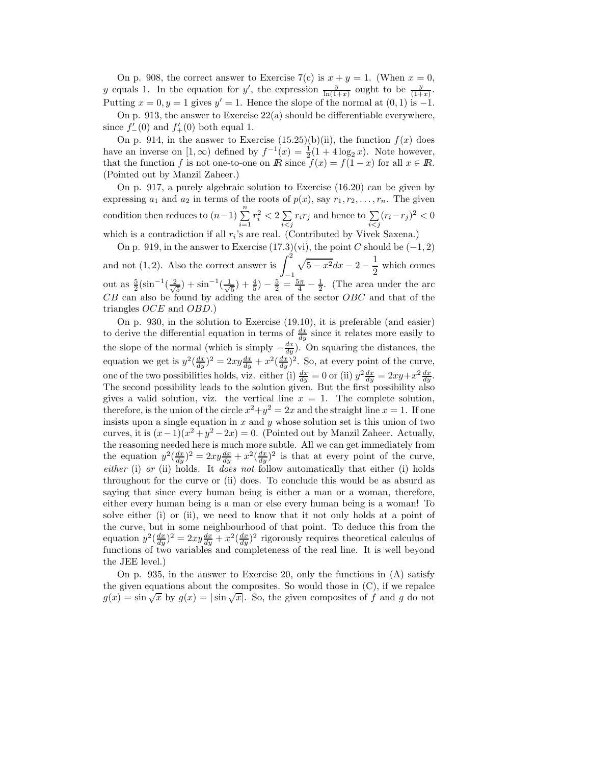On p. 908, the correct answer to Exercise 7(c) is $x + y = 1$. (When $x = 0$, $y$ equals 1. In the equation for $y'$, the expression $\frac{y}{\ln(1+x)}$ ought to be $\frac{y}{(1+x)}$. Putting $x = 0, y = 1$ gives $y' = 1$. Hence the slope of the normal at $(0, 1)$ is $-1$.

On p. 913, the answer to Exercise 22(a) should be differentiable everywhere, since $f'_-(0)$ and $f'_+(0)$ both equal 1.

On p. 914, in the answer to Exercise (15.25)(b)(ii), the function $f(x)$ does have an inverse on $[1, \infty)$ defined by $f^{-1}(x) = \frac{1}{2}(1 + 4\log_2 x)$. Note however, that the function $f$ is not one-to-one on $I\!R$ since $f(x) = f(1 - x)$ for all $x \in I\!R$. (Pointed out by Manzil Zaheer.)

On p. 917, a purely algebraic solution to Exercise (16.20) can be given by expressing $a_1$ and $a_2$ in terms of the roots of $p(x)$, say $r_1, r_2, \ldots, r_n$. The given condition then reduces to $(n-1)\sum\limits_{i=1}^{n} r_i^2 < 2\sum\limits_{i<j} r_i r_j$ and hence to $\sum\limits_{i<j}(r_i - r_j)^2 < 0$ which is a contradiction if all $r_i$'s are real. (Contributed by Vivek Saxena.)

On p. 919, in the answer to Exercise (17.3)(vi), the point $C$ should be $(-1, 2)$ and not $(1, 2)$. Also the correct answer is $\displaystyle\int_{-1}^{2} \sqrt{5 - x^2}dx - 2 - \frac{1}{2}$ which comes out as $\frac{5}{2}(\sin^{-1}(\frac{2}{\sqrt{5}}) + \sin^{-1}(\frac{1}{\sqrt{5}}) + \frac{4}{5}) - \frac{5}{2} = \frac{5\pi}{4} - \frac{1}{2}$. (The area under the arc $CB$ can also be found by adding the area of the sector $OBC$ and that of the triangles $OCE$ and $OBD$.)

On p. 930, in the solution to Exercise (19.10), it is preferable (and easier) to derive the differential equation in terms of $\frac{dx}{dy}$ since it relates more easily to the slope of the normal (which is simply $-\frac{dx}{dy}$). On squaring the distances, the equation we get is $y^2(\frac{dx}{dy})^2 = 2xy\frac{dx}{dy} + x^2(\frac{dx}{dy})^2$. So, at every point of the curve, one of the two possibilities holds, viz. either (i) $\frac{dx}{dy} = 0$ or (ii) $y^2\frac{dx}{dy} = 2xy + x^2\frac{dx}{dy}$. The second possibility leads to the solution given. But the first possibility also gives a valid solution, viz. the vertical line $x = 1$. The complete solution, therefore, is the union of the circle $x^2 + y^2 = 2x$ and the straight line $x = 1$. If one insists upon a single equation in $x$ and $y$ whose solution set is this union of two curves, it is $(x-1)(x^2 + y^2 - 2x) = 0$. (Pointed out by Manzil Zaheer. Actually, the reasoning needed here is much more subtle. All we can get immediately from the equation $y^2(\frac{dx}{dy})^2 = 2xy\frac{dx}{dy} + x^2(\frac{dx}{dy})^2$ is that at every point of the curve, *either* (i) *or* (ii) holds. It *does not* follow automatically that either (i) holds throughout for the curve or (ii) does. To conclude this would be as absurd as saying that since every human being is either a man or a woman, therefore, either every human being is a man or else every human being is a woman! To solve either (i) or (ii), we need to know that it not only holds at a point of the curve, but in some neighbourhood of that point. To deduce this from the equation $y^2(\frac{dx}{dy})^2 = 2xy\frac{dx}{dy} + x^2(\frac{dx}{dy})^2$ rigorously requires theoretical calculus of functions of two variables and completeness of the real line. It is well beyond the JEE level.)

On p. 935, in the answer to Exercise 20, only the functions in (A) satisfy the given equations about the composites. So would those in (C), if we repalce $g(x) = \sin\sqrt{x}$ by $g(x) = |\sin\sqrt{x}|$. So, the given composites of $f$ and $g$ do not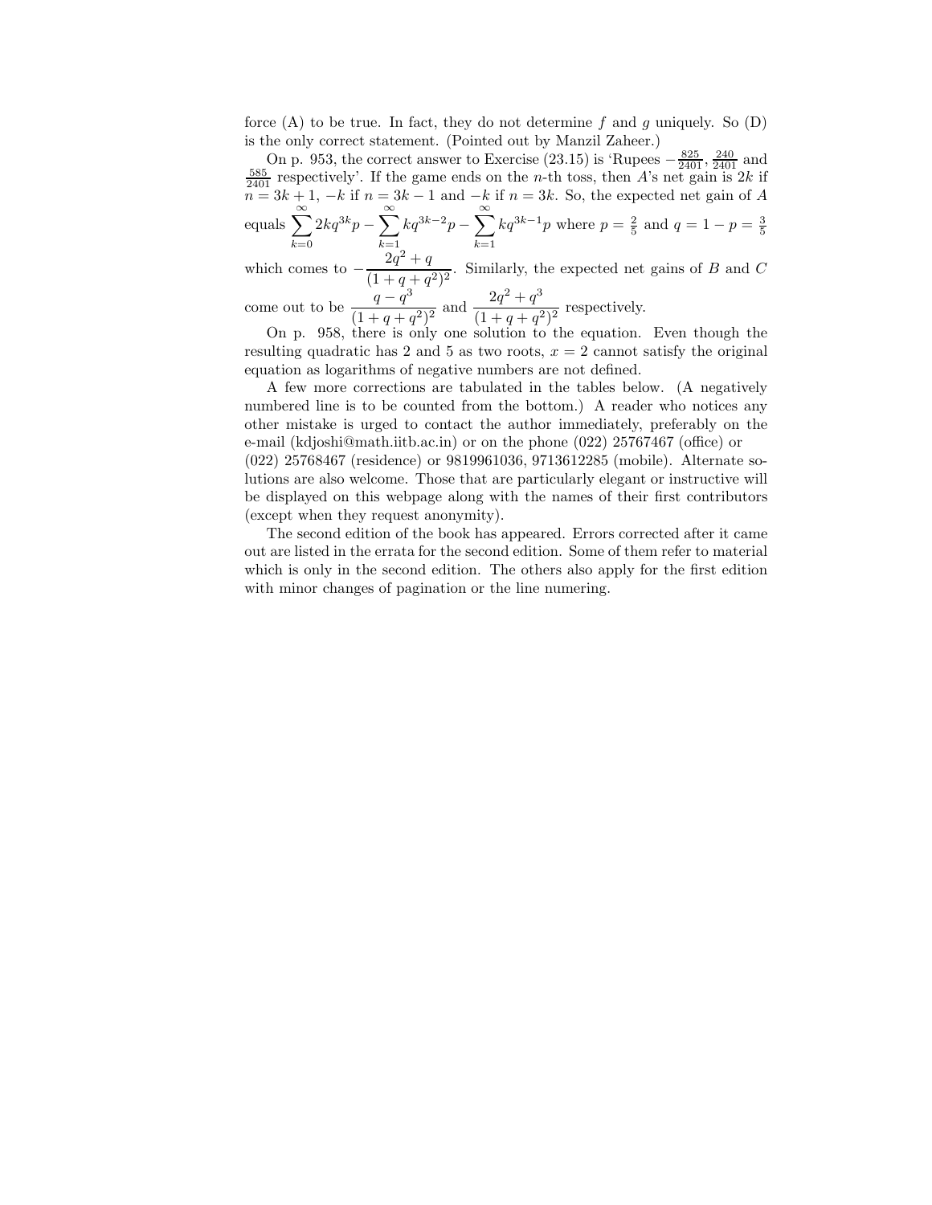force (A) to be true. In fact, they do not determine $f$ and $g$ uniquely. So (D) is the only correct statement. (Pointed out by Manzil Zaheer.)

On p. 953, the correct answer to Exercise (23.15) is 'Rupees $-\frac{825}{2401}$, $\frac{240}{2401}$ and $\frac{585}{2401}$ respectively'. If the game ends on the $n$-th toss, then $A$'s net gain is $2k$ if $n = 3k+1$, $-k$ if $n = 3k-1$ and $-k$ if $n = 3k$. So, the expected net gain of $A$ equals $\displaystyle\sum_{k=0}^{\infty} 2kq^{3k}p - \sum_{k=1}^{\infty} kq^{3k-2}p - \sum_{k=1}^{\infty} kq^{3k-1}p$ where $p = \frac{2}{5}$ and $q = 1 - p = \frac{3}{5}$ which comes to $-\dfrac{2q^2+q}{(1+q+q^2)^2}$. Similarly, the expected net gains of $B$ and $C$ come out to be $\dfrac{q-q^3}{(1+q+q^2)^2}$ and $\dfrac{2q^2+q^3}{(1+q+q^2)^2}$ respectively.

On p. 958, there is only one solution to the equation. Even though the resulting quadratic has 2 and 5 as two roots, $x = 2$ cannot satisfy the original equation as logarithms of negative numbers are not defined.

A few more corrections are tabulated in the tables below. (A negatively numbered line is to be counted from the bottom.) A reader who notices any other mistake is urged to contact the author immediately, preferably on the e-mail (kdjoshi@math.iitb.ac.in) or on the phone (022) 25767467 (office) or (022) 25768467 (residence) or 9819961036, 9713612285 (mobile). Alternate solutions are also welcome. Those that are particularly elegant or instructive will be displayed on this webpage along with the names of their first contributors (except when they request anonymity).

The second edition of the book has appeared. Errors corrected after it came out are listed in the errata for the second edition. Some of them refer to material which is only in the second edition. The others also apply for the first edition with minor changes of pagination or the line numering.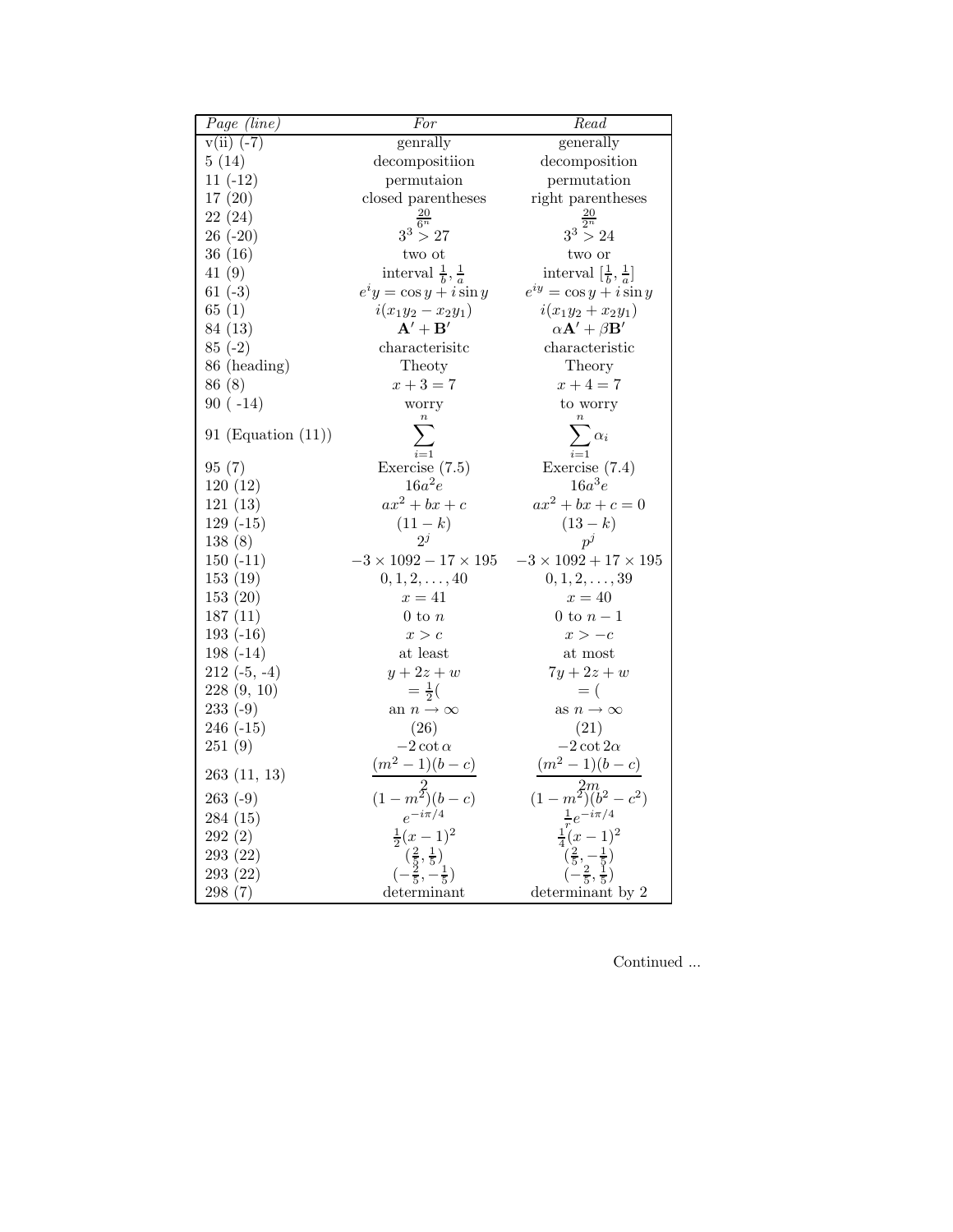| *Page (line)* | *For* | *Read* |
|---|---|---|
| v(ii) (-7) | genrally | generally |
| 5 (14) | decompositiion | decomposition |
| 11 (-12) | permutaion | permutation |
| 17 (20) | closed parentheses | right parentheses |
| 22 (24) | $\frac{20}{6^n}$ | $\frac{20}{2^n}$ |
| 26 (-20) | $3^3 > 27$ | $3^3 > 24$ |
| 36 (16) | two ot | two or |
| 41 (9) | interval $\frac{1}{b}, \frac{1}{a}$ | interval $[\frac{1}{b}, \frac{1}{a}]$ |
| 61 (-3) | $e^iy = \cos y + i \sin y$ | $e^{iy} = \cos y + i \sin y$ |
| 65 (1) | $i(x_1y_2 - x_2y_1)$ | $i(x_1y_2 + x_2y_1)$ |
| 84 (13) | $\mathbf{A}' + \mathbf{B}'$ | $\alpha\mathbf{A}' + \beta\mathbf{B}'$ |
| 85 (-2) | characterisitc | characteristic |
| 86 (heading) | Theoty | Theory |
| 86 (8) | $x + 3 = 7$ | $x + 4 = 7$ |
| 90 ( -14) | worry | to worry |
| 91 (Equation (11)) | $\sum_{i=1}^{n}$ | $\sum_{i=1}^{n} \alpha_i$ |
| 95 (7) | Exercise (7.5) | Exercise (7.4) |
| 120 (12) | $16a^2e$ | $16a^3e$ |
| 121 (13) | $ax^2 + bx + c$ | $ax^2 + bx + c = 0$ |
| 129 (-15) | $(11 - k)$ | $(13 - k)$ |
| 138 (8) | $2^j$ | $p^j$ |
| 150 (-11) | $-3 \times 1092 - 17 \times 195$ | $-3 \times 1092 + 17 \times 195$ |
| 153 (19) | $0, 1, 2, \ldots, 40$ | $0, 1, 2, \ldots, 39$ |
| 153 (20) | $x = 41$ | $x = 40$ |
| 187 (11) | 0 to $n$ | 0 to $n - 1$ |
| 193 (-16) | $x > c$ | $x > -c$ |
| 198 (-14) | at least | at most |
| 212 (-5, -4) | $y + 2z + w$ | $7y + 2z + w$ |
| 228 (9, 10) | $= \frac{1}{2}($ | $= ($ |
| 233 (-9) | an $n \to \infty$ | as $n \to \infty$ |
| 246 (-15) | (26) | (21) |
| 251 (9) | $-2 \cot \alpha$ | $-2 \cot 2\alpha$ |
| 263 (11, 13) | $\frac{(m^2 - 1)(b - c)}{2}$ | $\frac{(m^2 - 1)(b - c)}{2m}$ |
| 263 (-9) | $(1 - m^2)(b - c)$ | $(1 - m^2)(b^2 - c^2)$ |
| 284 (15) | $e^{-i\pi/4}$ | $\frac{1}{r}e^{-i\pi/4}$ |
| 292 (2) | $\frac{1}{2}(x - 1)^2$ | $\frac{1}{4}(x - 1)^2$ |
| 293 (22) | $(\frac{2}{5}, \frac{1}{5})$ | $(\frac{2}{5}, -\frac{1}{5})$ |
| 293 (22) | $(-\frac{2}{5}, -\frac{1}{5})$ | $(-\frac{2}{5}, \frac{1}{5})$ |
| 298 (7) | determinant | determinant by 2 |

Continued ...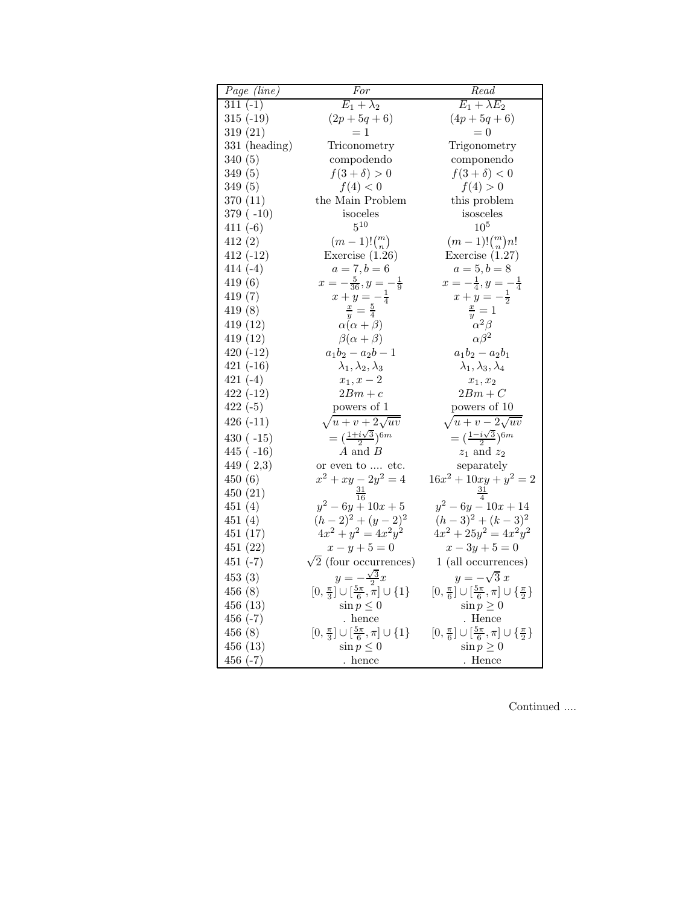| *Page (line)* | *For* | *Read* |
|---|---|---|
| 311 (-1) | $E_1 + \lambda_2$ | $E_1 + \lambda E_2$ |
| 315 (-19) | $(2p + 5q + 6)$ | $(4p + 5q + 6)$ |
| 319 (21) | $= 1$ | $= 0$ |
| 331 (heading) | Triconometry | Trigonometry |
| 340 (5) | compodendo | componendo |
| 349 (5) | $f(3 + \delta) > 0$ | $f(3 + \delta) < 0$ |
| 349 (5) | $f(4) < 0$ | $f(4) > 0$ |
| 370 (11) | the Main Problem | this problem |
| 379 ( -10) | isoceles | isosceles |
| 411 (-6) | $5^{10}$ | $10^5$ |
| 412 (2) | $(m-1)!\binom{m}{n}$ | $(m-1)!\binom{m}{n}n!$ |
| 412 (-12) | Exercise (1.26) | Exercise (1.27) |
| 414 (-4) | $a = 7, b = 6$ | $a = 5, b = 8$ |
| 419 (6) | $x = -\frac{5}{36}, y = -\frac{1}{9}$ | $x = -\frac{1}{4}, y = -\frac{1}{4}$ |
| 419 (7) | $x + y = -\frac{1}{4}$ | $x + y = -\frac{1}{2}$ |
| 419 (8) | $\frac{x}{y} = \frac{5}{4}$ | $\frac{x}{y} = 1$ |
| 419 (12) | $\alpha(\alpha + \beta)$ | $\alpha^2\beta$ |
| 419 (12) | $\beta(\alpha + \beta)$ | $\alpha\beta^2$ |
| 420 (-12) | $a_1b_2 - a_2b - 1$ | $a_1b_2 - a_2b_1$ |
| 421 (-16) | $\lambda_1, \lambda_2, \lambda_3$ | $\lambda_1, \lambda_3, \lambda_4$ |
| 421 (-4) | $x_1, x - 2$ | $x_1, x_2$ |
| 422 (-12) | $2Bm + c$ | $2Bm + C$ |
| 422 (-5) | powers of 1 | powers of 10 |
| 426 (-11) | $\sqrt{u + v + 2\sqrt{uv}}$ | $\sqrt{u + v - 2\sqrt{uv}}$ |
| 430 ( -15) | $= (\frac{1+i\sqrt{3}}{2})^{6m}$ | $= (\frac{1-i\sqrt{3}}{2})^{6m}$ |
| 445 ( -16) | $A$ and $B$ | $z_1$ and $z_2$ |
| 449 ( 2,3) | or even to .... etc. | separately |
| 450 (6) | $x^2 + xy - 2y^2 = 4$ | $16x^2 + 10xy + y^2 = 2$ |
| 450 (21) | $\frac{31}{16}$ | $\frac{31}{4}$ |
| 451 (4) | $y^2 - 6y + 10x + 5$ | $y^2 - 6y - 10x + 14$ |
| 451 (4) | $(h-2)^2 + (y-2)^2$ | $(h-3)^2 + (k-3)^2$ |
| 451 (17) | $4x^2 + y^2 = 4x^2y^2$ | $4x^2 + 25y^2 = 4x^2y^2$ |
| 451 (22) | $x - y + 5 = 0$ | $x - 3y + 5 = 0$ |
| 451 (-7) | $\sqrt{2}$ (four occurrences) | 1 (all occurrences) |
| 453 (3) | $y = -\frac{\sqrt{3}}{2}x$ | $y = -\sqrt{3}\,x$ |
| 456 (8) | $[0, \frac{\pi}{3}] \cup [\frac{5\pi}{6}, \pi] \cup \{1\}$ | $[0, \frac{\pi}{6}] \cup [\frac{5\pi}{6}, \pi] \cup \{\frac{\pi}{2}\}$ |
| 456 (13) | $\sin p \leq 0$ | $\sin p \geq 0$ |
| 456 (-7) | . hence | . Hence |
| 456 (8) | $[0, \frac{\pi}{3}] \cup [\frac{5\pi}{6}, \pi] \cup \{1\}$ | $[0, \frac{\pi}{6}] \cup [\frac{5\pi}{6}, \pi] \cup \{\frac{\pi}{2}\}$ |
| 456 (13) | $\sin p \leq 0$ | $\sin p \geq 0$ |
| 456 (-7) | . hence | . Hence |

Continued ....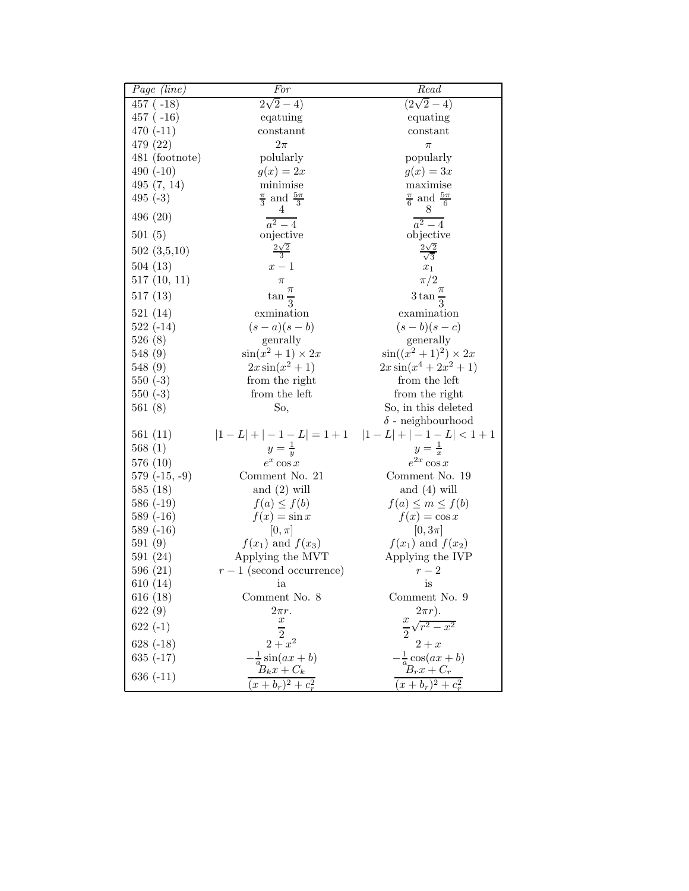| *Page (line)* | *For* | *Read* |
|---|---|---|
| 457 ( -18) | $2\sqrt{2}-4)$ | $(2\sqrt{2}-4)$ |
| 457 ( -16) | eqatuing | equating |
| 470 (-11) | constannt | constant |
| 479 (22) | $2\pi$ | $\pi$ |
| 481 (footnote) | polularly | popularly |
| 490 (-10) | $g(x) = 2x$ | $g(x) = 3x$ |
| 495 (7, 14) | minimise | maximise |
| 495 (-3) | $\frac{\pi}{3}$ and $\frac{5\pi}{3}$ | $\frac{\pi}{6}$ and $\frac{5\pi}{6}$ |
| 496 (20) | $\dfrac{4}{a^2-4}$ | $\dfrac{8}{a^2-4}$ |
| 501 (5) | onjective | objective |
| 502 (3,5,10) | $\frac{2\sqrt{2}}{3}$ | $\frac{2\sqrt{2}}{\sqrt{3}}$ |
| 504 (13) | $x-1$ | $x_1$ |
| 517 (10, 11) | $\pi$ | $\pi/2$ |
| 517 (13) | $\tan\dfrac{\pi}{3}$ | $3\tan\dfrac{\pi}{3}$ |
| 521 (14) | exmination | examination |
| 522 (-14) | $(s-a)(s-b)$ | $(s-b)(s-c)$ |
| 526 (8) | genrally | generally |
| 548 (9) | $\sin(x^2+1)\times 2x$ | $\sin((x^2+1)^2)\times 2x$ |
| 548 (9) | $2x\sin(x^2+1)$ | $2x\sin(x^4+2x^2+1)$ |
| 550 (-3) | from the right | from the left |
| 550 (-3) | from the left | from the right |
| 561 (8) | So, | So, in this deleted $\delta$ - neighbourhood |
| 561 (11) | $\|1-L\|+\|-1-L\| = 1+1$ | $\|1-L\|+\|-1-L\| < 1+1$ |
| 568 (1) | $y = \frac{1}{y}$ | $y = \frac{1}{x}$ |
| 576 (10) | $e^x\cos x$ | $e^{2x}\cos x$ |
| 579 (-15, -9) | Comment No. 21 | Comment No. 19 |
| 585 (18) | and (2) will | and (4) will |
| 586 (-19) | $f(a)\le f(b)$ | $f(a)\le m\le f(b)$ |
| 589 (-16) | $f(x) = \sin x$ | $f(x) = \cos x$ |
| 589 (-16) | $[0,\pi]$ | $[0,3\pi]$ |
| 591 (9) | $f(x_1)$ and $f(x_3)$ | $f(x_1)$ and $f(x_2)$ |
| 591 (24) | Applying the MVT | Applying the IVP |
| 596 (21) | $r-1$ (second occurrence) | $r-2$ |
| 610 (14) | ia | is |
| 616 (18) | Comment No. 8 | Comment No. 9 |
| 622 (9) | $2\pi r.$ | $2\pi r).$ |
| 622 (-1) | $\dfrac{x}{2}$ | $\dfrac{x}{2}\sqrt{r^2-x^2}$ |
| 628 (-18) | $2+x^2$ | $2+x$ |
| 635 (-17) | $-\frac{1}{a}\sin(ax+b)$ | $-\frac{1}{a}\cos(ax+b)$ |
| 636 (-11) | $\dfrac{B_kx+C_k}{(x+b_r)^2+c_r^2}$ | $\dfrac{B_rx+C_r}{(x+b_r)^2+c_r^2}$ |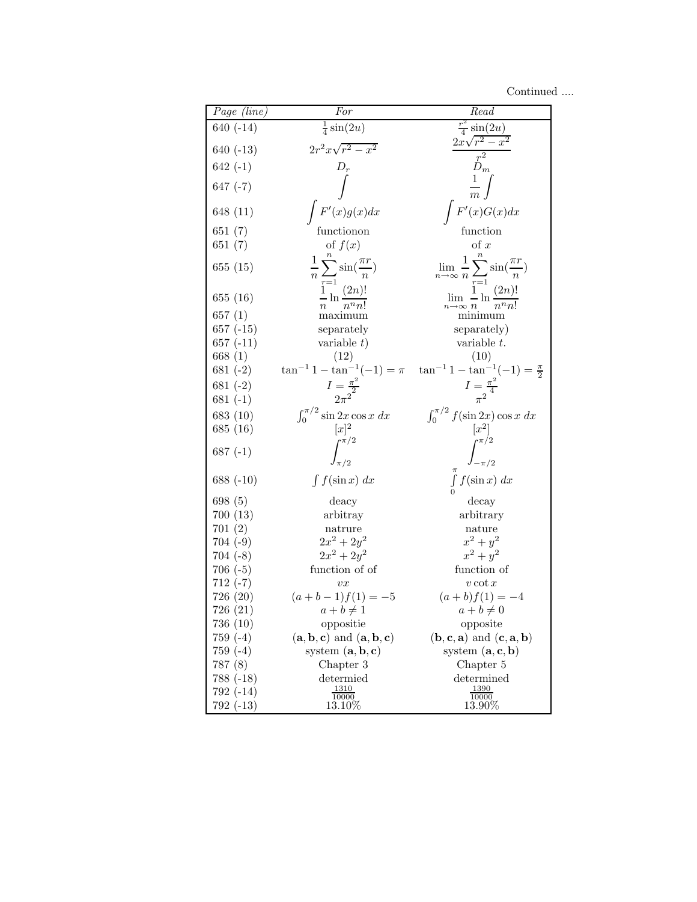Continued ....

| *Page (line)* | *For* | *Read* |
|---|---|---|
| 640 (-14) | $\frac{1}{4}\sin(2u)$ | $\frac{r^2}{4}\sin(2u)$ |
| 640 (-13) | $2r^2x\sqrt{r^2-x^2}$ | $\dfrac{2x\sqrt{r^2-x^2}}{r^2}$ |
| 642 (-1) | $D_r$ | $D_m$ |
| 647 (-7) | $\displaystyle\int$ | $\displaystyle\frac{1}{m}\int$ |
| 648 (11) | $\displaystyle\int F'(x)g(x)dx$ | $\displaystyle\int F'(x)G(x)dx$ |
| 651 (7) | functionon | function |
| 651 (7) | of $f(x)$ | of $x$ |
| 655 (15) | $\displaystyle\frac{1}{n}\sum_{r=1}^{n}\sin(\frac{\pi r}{n})$ | $\displaystyle\lim_{n\to\infty}\frac{1}{n}\sum_{r=1}^{n}\sin(\frac{\pi r}{n})$ |
| 655 (16) | $\displaystyle\frac{1}{n}\ln\frac{(2n)!}{n^n n!}$ | $\displaystyle\lim_{n\to\infty}\frac{1}{n}\ln\frac{(2n)!}{n^n n!}$ |
| 657 (1) | maximum | minimum |
| 657 (-15) | separately | separately) |
| 657 (-11) | variable $t$) | variable $t$. |
| 668 (1) | (12) | (10) |
| 681 (-2) | $\tan^{-1}1-\tan^{-1}(-1)=\pi$ | $\tan^{-1}1-\tan^{-1}(-1)=\frac{\pi}{2}$ |
| 681 (-2) | $I=\frac{\pi^2}{2}$ | $I=\frac{\pi^2}{4}$ |
| 681 (-1) | $2\pi^2$ | $\pi^2$ |
| 683 (10) | $\int_0^{\pi/2}\sin 2x\cos x\; dx$ | $\int_0^{\pi/2}f(\sin 2x)\cos x\; dx$ |
| 685 (16) | $[x]^2$ | $[x^2]$ |
| 687 (-1) | $\displaystyle\int_{\pi/2}^{\pi/2}$ | $\displaystyle\int_{-\pi/2}^{\pi/2}$ |
| 688 (-10) | $\int f(\sin x)\; dx$ | $\int_0^{\pi} f(\sin x)\; dx$ |
| 698 (5) | deacy | decay |
| 700 (13) | arbitray | arbitrary |
| 701 (2) | natrure | nature |
| 704 (-9) | $2x^2+2y^2$ | $x^2+y^2$ |
| 704 (-8) | $2x^2+2y^2$ | $x^2+y^2$ |
| 706 (-5) | function of of | function of |
| 712 (-7) | $vx$ | $v\cot x$ |
| 726 (20) | $(a+b-1)f(1)=-5$ | $(a+b)f(1)=-4$ |
| 726 (21) | $a+b\neq 1$ | $a+b\neq 0$ |
| 736 (10) | oppositie | opposite |
| 759 (-4) | $(\mathbf{a},\mathbf{b},\mathbf{c})$ and $(\mathbf{a},\mathbf{b},\mathbf{c})$ | $(\mathbf{b},\mathbf{c},\mathbf{a})$ and $(\mathbf{c},\mathbf{a},\mathbf{b})$ |
| 759 (-4) | system $(\mathbf{a},\mathbf{b},\mathbf{c})$ | system $(\mathbf{a},\mathbf{c},\mathbf{b})$ |
| 787 (8) | Chapter 3 | Chapter 5 |
| 788 (-18) | determied | determined |
| 792 (-14) | $\frac{1310}{10000}$ | $\frac{1390}{10000}$ |
| 792 (-13) | 13.10% | 13.90% |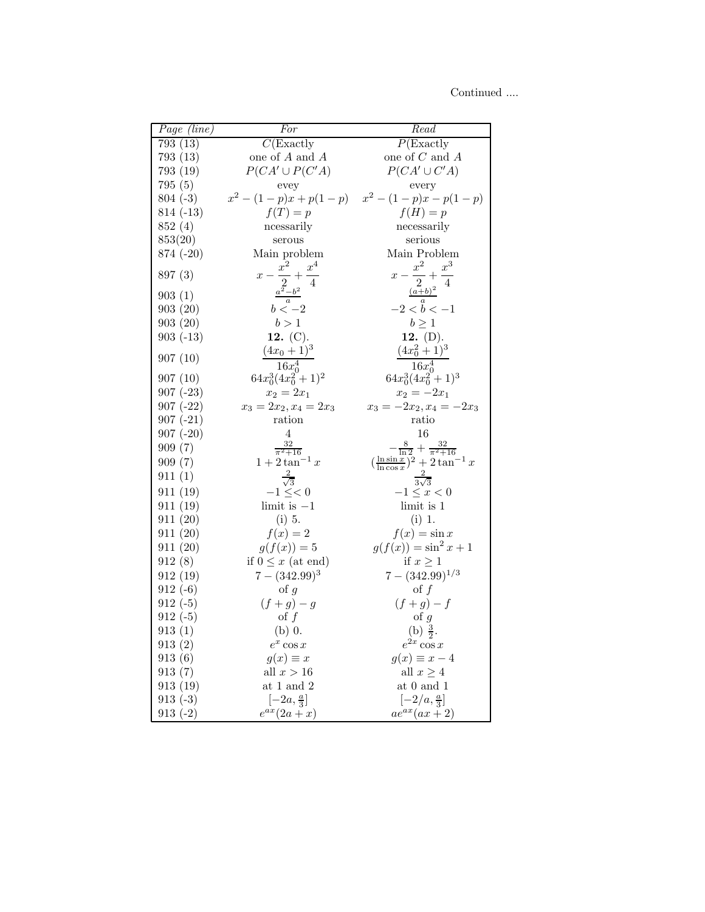Continued ....

| *Page (line)* | *For* | *Read* |
|---|---|---|
| 793 (13) | $C$(Exactly | $P$(Exactly |
| 793 (13) | one of $A$ and $A$ | one of $C$ and $A$ |
| 793 (19) | $P(CA' \cup P(C'A)$ | $P(CA' \cup C'A)$ |
| 795 (5) | evey | every |
| 804 (-3) | $x^2 - (1-p)x + p(1-p)$ | $x^2 - (1-p)x - p(1-p)$ |
| 814 (-13) | $f(T) = p$ | $f(H) = p$ |
| 852 (4) | ncessarily | necessarily |
| 853(20) | serous | serious |
| 874 (-20) | Main problem | Main Problem |
| 897 (3) | $x - \dfrac{x^2}{2} + \dfrac{x^4}{4}$ | $x - \dfrac{x^2}{2} + \dfrac{x^3}{4}$ |
| 903 (1) | $\frac{a^2-b^2}{a}$ | $\frac{(a+b)^2}{a}$ |
| 903 (20) | $b < -2$ | $-2 < b < -1$ |
| 903 (20) | $b > 1$ | $b \geq 1$ |
| 903 (-13) | **12.** (C). | **12.** (D). |
| 907 (10) | $\dfrac{(4x_0+1)^3}{16x_0^4}$ | $\dfrac{(4x_0^2+1)^3}{16x_0^4}$ |
| 907 (10) | $64x_0^3(4x_0^2+1)^2$ | $64x_0^3(4x_0^2+1)^3$ |
| 907 (-23) | $x_2 = 2x_1$ | $x_2 = -2x_1$ |
| 907 (-22) | $x_3 = 2x_2, x_4 = 2x_3$ | $x_3 = -2x_2, x_4 = -2x_3$ |
| 907 (-21) | ration | ratio |
| 907 (-20) | 4 | 16 |
| 909 (7) | $\frac{32}{\pi^2+16}$ | $-\frac{8}{\ln 2} + \frac{32}{\pi^2+16}$ |
| 909 (7) | $1 + 2\tan^{-1} x$ | $(\frac{\ln \sin x}{\ln \cos x})^2 + 2\tan^{-1} x$ |
| 911 (1) | $\frac{2}{\sqrt{3}}$ | $\frac{2}{3\sqrt{3}}$ |
| 911 (19) | $-1 \leq < 0$ | $-1 \leq x < 0$ |
| 911 (19) | limit is $-1$ | limit is 1 |
| 911 (20) | (i) 5. | (i) 1. |
| 911 (20) | $f(x) = 2$ | $f(x) = \sin x$ |
| 911 (20) | $g(f(x)) = 5$ | $g(f(x)) = \sin^2 x + 1$ |
| 912 (8) | if $0 \leq x$ (at end) | if $x \geq 1$ |
| 912 (19) | $7 - (342.99)^3$ | $7 - (342.99)^{1/3}$ |
| 912 (-6) | of $g$ | of $f$ |
| 912 (-5) | $(f+g) - g$ | $(f+g) - f$ |
| 912 (-5) | of $f$ | of $g$ |
| 913 (1) | (b) 0. | (b) $\frac{3}{2}$. |
| 913 (2) | $e^x \cos x$ | $e^{2x} \cos x$ |
| 913 (6) | $g(x) \equiv x$ | $g(x) \equiv x - 4$ |
| 913 (7) | all $x > 16$ | all $x \geq 4$ |
| 913 (19) | at 1 and 2 | at 0 and 1 |
| 913 (-3) | $[-2a, \frac{a}{3}]$ | $[-2/a, \frac{a}{3}]$ |
| 913 (-2) | $e^{ax}(2a + x)$ | $ae^{ax}(ax + 2)$ |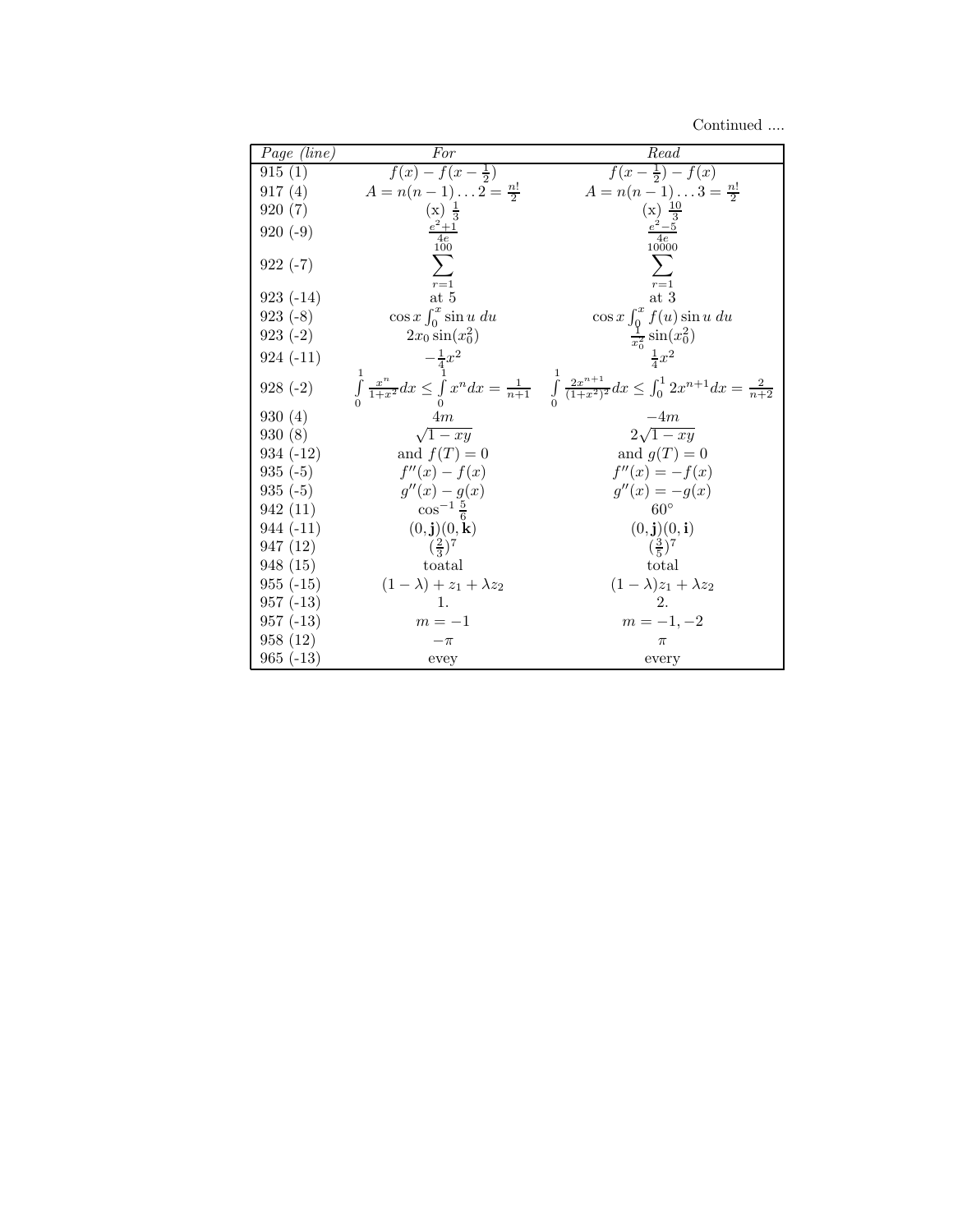Continued ....

| *Page (line)* | *For* | *Read* |
|---|---|---|
| 915 (1) | $f(x) - f(x - \frac{1}{2})$ | $f(x - \frac{1}{2}) - f(x)$ |
| 917 (4) | $A = n(n-1)\ldots 2 = \frac{n!}{2}$ | $A = n(n-1)\ldots 3 = \frac{n!}{2}$ |
| 920 (7) | (x) $\frac{1}{3}$ | (x) $\frac{10}{3}$ |
| 920 (-9) | $\frac{e^2+1}{4e}$ | $\frac{e^2-5}{4e}$ |
| 922 (-7) | $\sum\limits_{r=1}^{100}$ | $\sum\limits_{r=1}^{10000}$ |
| 923 (-14) | at 5 | at 3 |
| 923 (-8) | $\cos x \int_0^x \sin u \, du$ | $\cos x \int_0^x f(u) \sin u \, du$ |
| 923 (-2) | $2x_0 \sin(x_0^2)$ | $\frac{1}{x_0^2} \sin(x_0^2)$ |
| 924 (-11) | $-\frac{1}{4}x^2$ | $\frac{1}{4}x^2$ |
| 928 (-2) | $\int\limits_0^1 \frac{x^n}{1+x^2}dx \le \int\limits_0^1 x^n dx = \frac{1}{n+1}$ | $\int\limits_0^1 \frac{2x^{n+1}}{(1+x^2)^2}dx \le \int_0^1 2x^{n+1}dx = \frac{2}{n+2}$ |
| 930 (4) | $4m$ | $-4m$ |
| 930 (8) | $\sqrt{1-xy}$ | $2\sqrt{1-xy}$ |
| 934 (-12) | and $f(T) = 0$ | and $g(T) = 0$ |
| 935 (-5) | $f''(x) - f(x)$ | $f''(x) = -f(x)$ |
| 935 (-5) | $g''(x) - g(x)$ | $g''(x) = -g(x)$ |
| 942 (11) | $\cos^{-1}\frac{5}{6}$ | $60^\circ$ |
| 944 (-11) | $(0, \mathbf{j})(0, \mathbf{k})$ | $(0, \mathbf{j})(0, \mathbf{i})$ |
| 947 (12) | $(\frac{2}{3})^7$ | $(\frac{3}{5})^7$ |
| 948 (15) | toatal | total |
| 955 (-15) | $(1-\lambda) + z_1 + \lambda z_2$ | $(1-\lambda)z_1 + \lambda z_2$ |
| 957 (-13) | 1. | 2. |
| 957 (-13) | $m = -1$ | $m = -1, -2$ |
| 958 (12) | $-\pi$ | $\pi$ |
| 965 (-13) | evey | every |